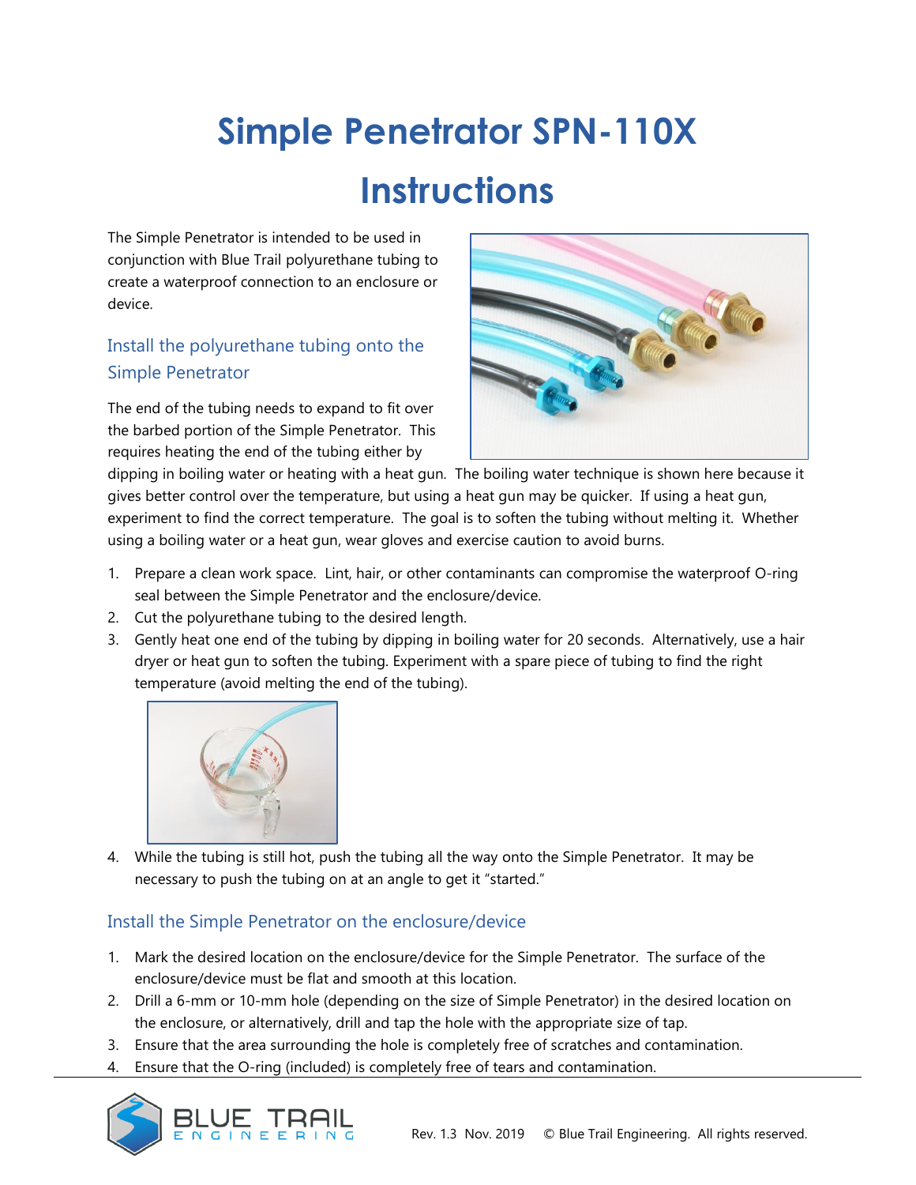# Simple Penetrator SPN-110X Instructions

The Simple Penetrator is intended to be used in conjunction with Blue Trail polyurethane tubing to create a waterproof connection to an enclosure or device.

## Install the polyurethane tubing onto the Simple Penetrator

The end of the tubing needs to expand to fit over the barbed portion of the Simple Penetrator. This requires heating the end of the tubing either by dipping in boiling water or heating with a heat gun. The boiling water technique is shown here because it gives better control over the temperature, but using a heat gun may be quicker. If using a heat gun, experiment to find the correct temperature. The goal is to soften the tubing without melting it. Whether using a boiling water or a heat gun, wear gloves and exercise caution to avoid burns.

1. Prepare a clean work space. Lint, hair, or other contaminants can compromise the waterproof O-ring seal between the Simple Penetrator and the enclosure/device.
2. Cut the polyurethane tubing to the desired length.
3. Gently heat one end of the tubing by dipping in boiling water for 20 seconds. Alternatively, use a hair dryer or heat gun to soften the tubing. Experiment with a spare piece of tubing to find the right temperature (avoid melting the end of the tubing).
4. While the tubing is still hot, push the tubing all the way onto the Simple Penetrator. It may be necessary to push the tubing on at an angle to get it "started."

## Install the Simple Penetrator on the enclosure/device

1. Mark the desired location on the enclosure/device for the Simple Penetrator. The surface of the enclosure/device must be flat and smooth at this location.
2. Drill a 6-mm or 10-mm hole (depending on the size of Simple Penetrator) in the desired location on the enclosure, or alternatively, drill and tap the hole with the appropriate size of tap.
3. Ensure that the area surrounding the hole is completely free of scratches and contamination.
4. Ensure that the O-ring (included) is completely free of tears and contamination.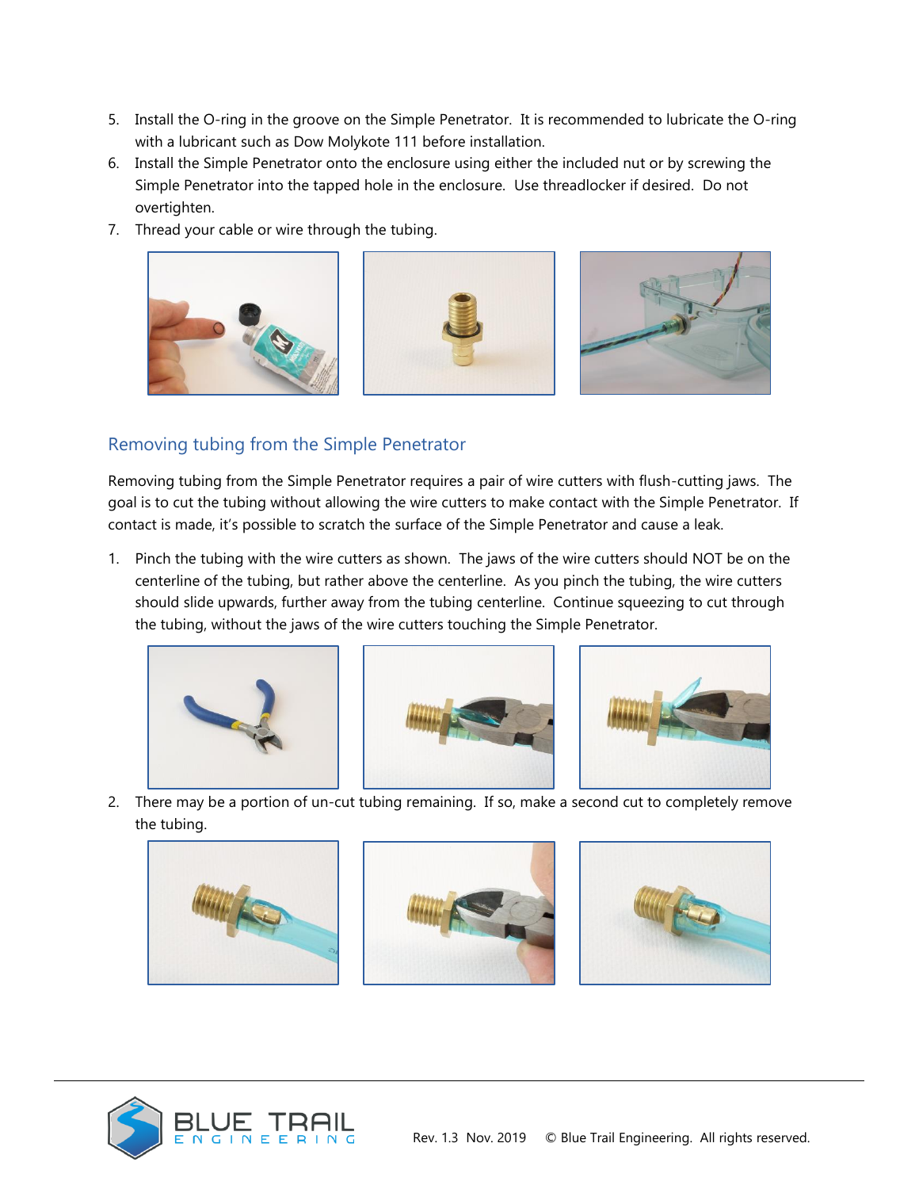5. Install the O-ring in the groove on the Simple Penetrator. It is recommended to lubricate the O-ring with a lubricant such as Dow Molykote 111 before installation.
6. Install the Simple Penetrator onto the enclosure using either the included nut or by screwing the Simple Penetrator into the tapped hole in the enclosure. Use threadlocker if desired. Do not overtighten.
7. Thread your cable or wire through the tubing.

## Removing tubing from the Simple Penetrator

Removing tubing from the Simple Penetrator requires a pair of wire cutters with flush-cutting jaws. The goal is to cut the tubing without allowing the wire cutters to make contact with the Simple Penetrator. If contact is made, it's possible to scratch the surface of the Simple Penetrator and cause a leak.

1. Pinch the tubing with the wire cutters as shown. The jaws of the wire cutters should NOT be on the centerline of the tubing, but rather above the centerline. As you pinch the tubing, the wire cutters should slide upwards, further away from the tubing centerline. Continue squeezing to cut through the tubing, without the jaws of the wire cutters touching the Simple Penetrator.
2. There may be a portion of un-cut tubing remaining. If so, make a second cut to completely remove the tubing.